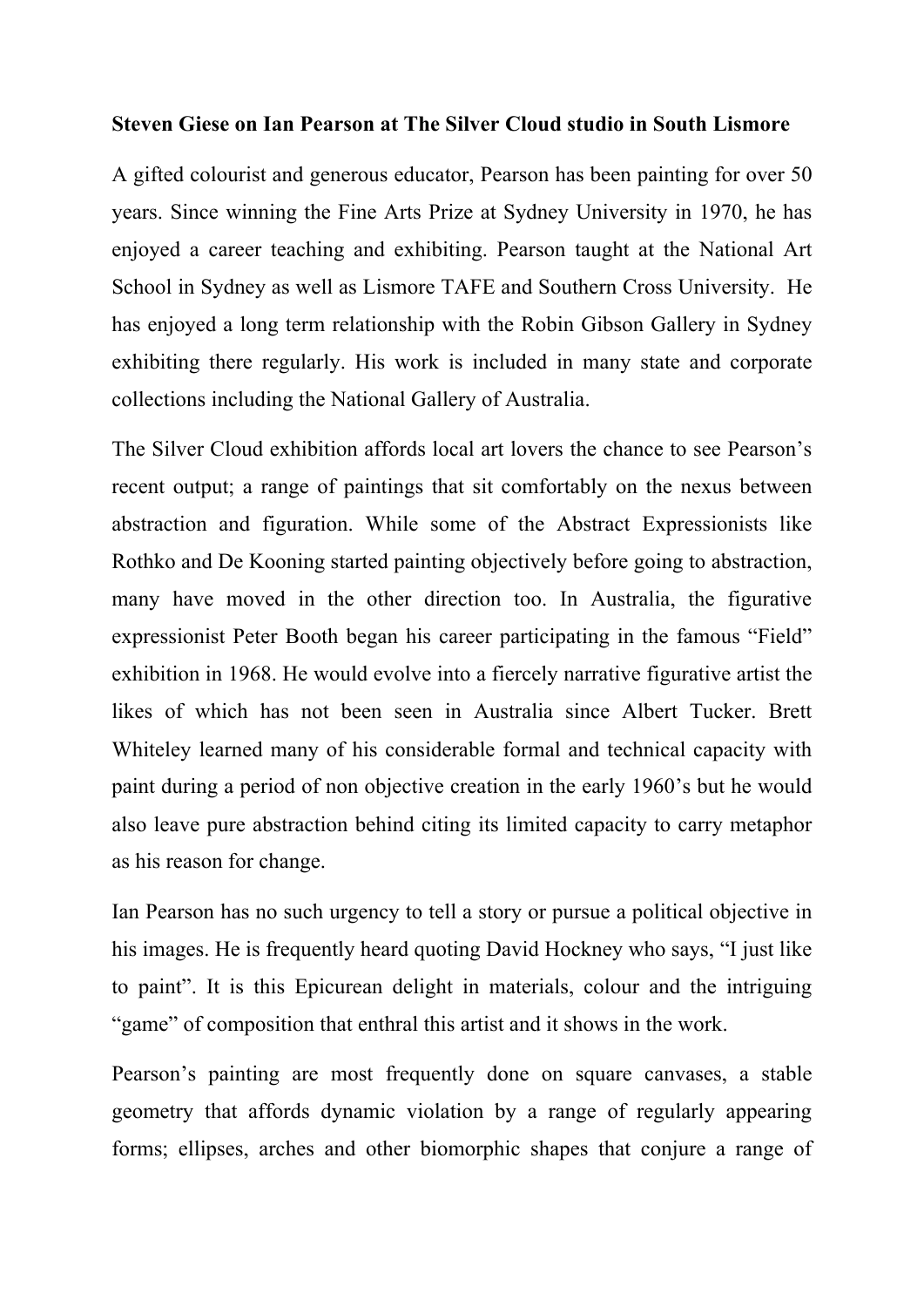**Steven Giese on Ian Pearson at The Silver Cloud studio in South Lismore**

A gifted colourist and generous educator, Pearson has been painting for over 50 years. Since winning the Fine Arts Prize at Sydney University in 1970, he has enjoyed a career teaching and exhibiting. Pearson taught at the National Art School in Sydney as well as Lismore TAFE and Southern Cross University. He has enjoyed a long term relationship with the Robin Gibson Gallery in Sydney exhibiting there regularly. His work is included in many state and corporate collections including the National Gallery of Australia.

The Silver Cloud exhibition affords local art lovers the chance to see Pearson's recent output; a range of paintings that sit comfortably on the nexus between abstraction and figuration. While some of the Abstract Expressionists like Rothko and De Kooning started painting objectively before going to abstraction, many have moved in the other direction too. In Australia, the figurative expressionist Peter Booth began his career participating in the famous "Field" exhibition in 1968. He would evolve into a fiercely narrative figurative artist the likes of which has not been seen in Australia since Albert Tucker. Brett Whiteley learned many of his considerable formal and technical capacity with paint during a period of non objective creation in the early 1960's but he would also leave pure abstraction behind citing its limited capacity to carry metaphor as his reason for change.

Ian Pearson has no such urgency to tell a story or pursue a political objective in his images. He is frequently heard quoting David Hockney who says, "I just like to paint". It is this Epicurean delight in materials, colour and the intriguing "game" of composition that enthral this artist and it shows in the work.

Pearson's painting are most frequently done on square canvases, a stable geometry that affords dynamic violation by a range of regularly appearing forms; ellipses, arches and other biomorphic shapes that conjure a range of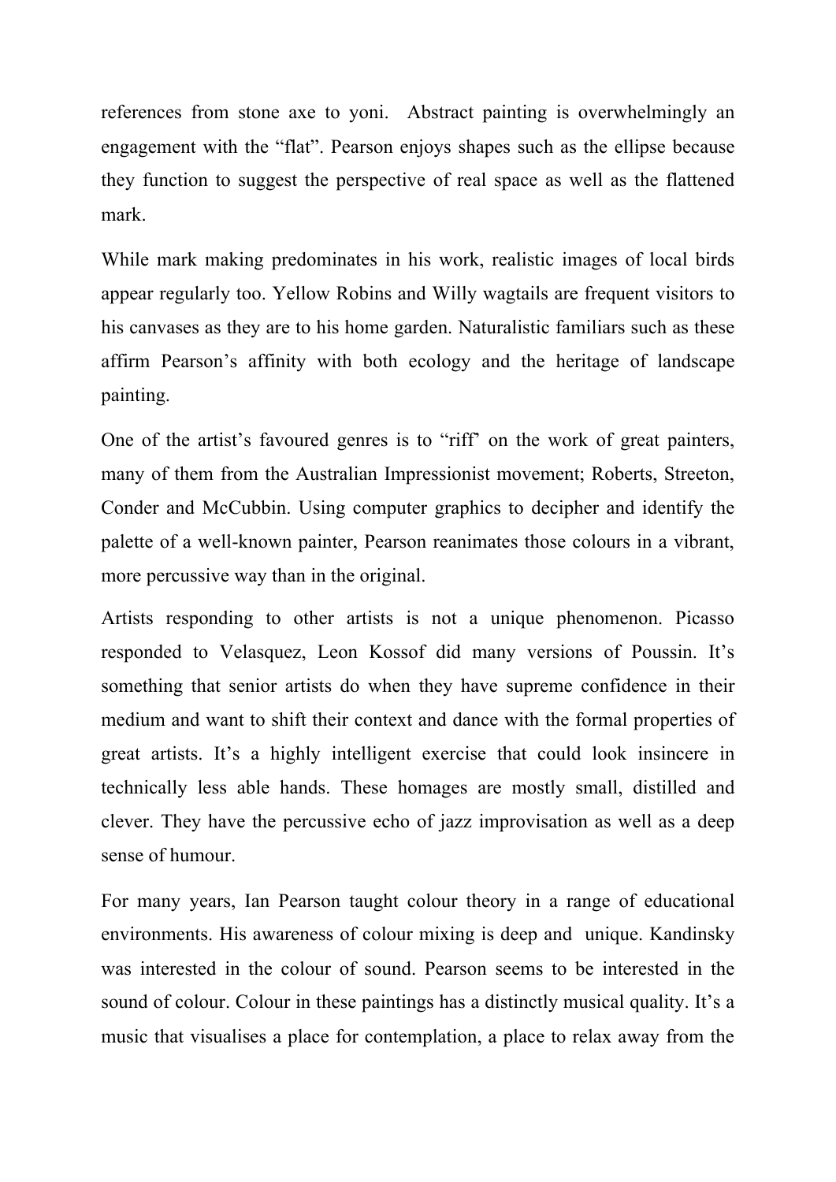references from stone axe to yoni. Abstract painting is overwhelmingly an engagement with the “flat”. Pearson enjoys shapes such as the ellipse because they function to suggest the perspective of real space as well as the flattened mark.

While mark making predominates in his work, realistic images of local birds appear regularly too. Yellow Robins and Willy wagtails are frequent visitors to his canvases as they are to his home garden. Naturalistic familiars such as these affirm Pearson’s affinity with both ecology and the heritage of landscape painting.

One of the artist’s favoured genres is to “riff” on the work of great painters, many of them from the Australian Impressionist movement; Roberts, Streeton, Conder and McCubbin. Using computer graphics to decipher and identify the palette of a well-known painter, Pearson reanimates those colours in a vibrant, more percussive way than in the original.

Artists responding to other artists is not a unique phenomenon. Picasso responded to Velasquez, Leon Kossof did many versions of Poussin. It’s something that senior artists do when they have supreme confidence in their medium and want to shift their context and dance with the formal properties of great artists. It’s a highly intelligent exercise that could look insincere in technically less able hands. These homages are mostly small, distilled and clever. They have the percussive echo of jazz improvisation as well as a deep sense of humour.

For many years, Ian Pearson taught colour theory in a range of educational environments. His awareness of colour mixing is deep and unique. Kandinsky was interested in the colour of sound. Pearson seems to be interested in the sound of colour. Colour in these paintings has a distinctly musical quality. It’s a music that visualises a place for contemplation, a place to relax away from the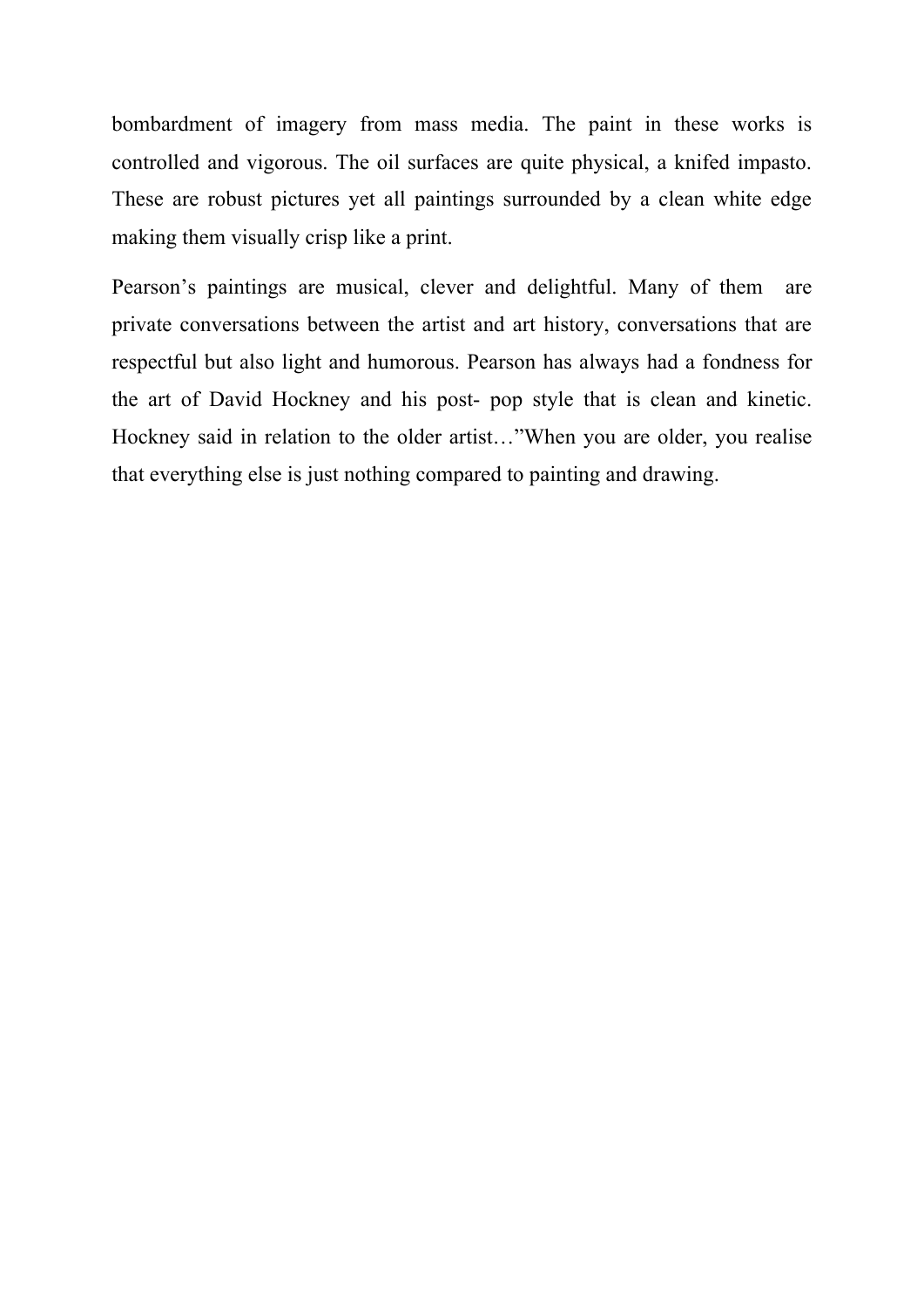bombardment of imagery from mass media. The paint in these works is controlled and vigorous. The oil surfaces are quite physical, a knifed impasto. These are robust pictures yet all paintings surrounded by a clean white edge making them visually crisp like a print.

Pearson's paintings are musical, clever and delightful. Many of them are private conversations between the artist and art history, conversations that are respectful but also light and humorous. Pearson has always had a fondness for the art of David Hockney and his post- pop style that is clean and kinetic. Hockney said in relation to the older artist…"When you are older, you realise that everything else is just nothing compared to painting and drawing.